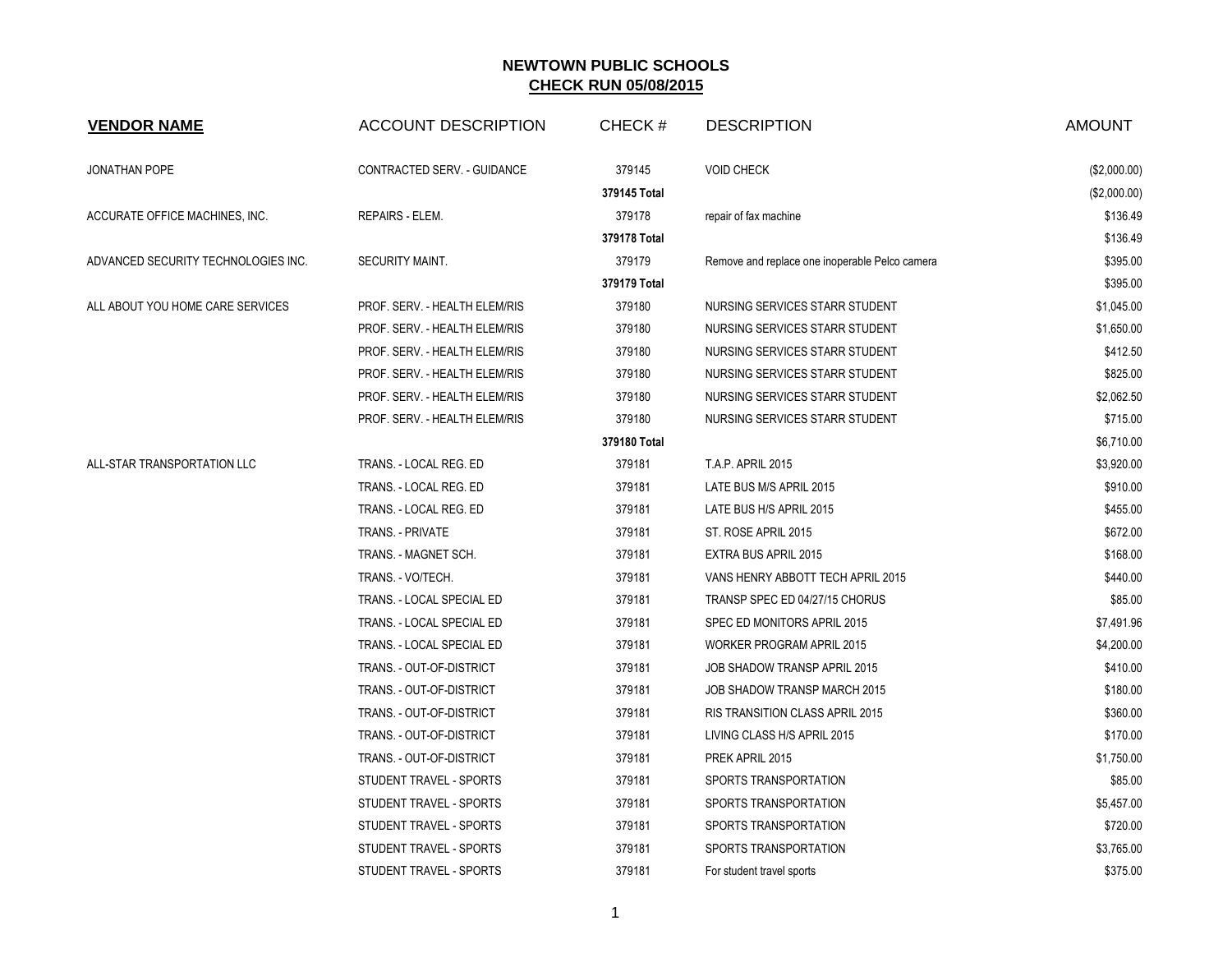# NEWTOWN PUBLIC SCHOOLS

## CHECK RUN 05/08/2015

| VENDOR NAME | ACCOUNT DESCRIPTION | CHECK # | DESCRIPTION | AMOUNT |
|---|---|---|---|---|
| JONATHAN POPE | CONTRACTED SERV. - GUIDANCE | 379145 | VOID CHECK | ($2,000.00) |
| | | **379145 Total** | | ($2,000.00) |
| ACCURATE OFFICE MACHINES, INC. | REPAIRS - ELEM. | 379178 | repair of fax machine | $136.49 |
| | | **379178 Total** | | $136.49 |
| ADVANCED SECURITY TECHNOLOGIES INC. | SECURITY MAINT. | 379179 | Remove and replace one inoperable Pelco camera | $395.00 |
| | | **379179 Total** | | $395.00 |
| ALL ABOUT YOU HOME CARE SERVICES | PROF. SERV. - HEALTH ELEM/RIS | 379180 | NURSING SERVICES STARR STUDENT | $1,045.00 |
| | PROF. SERV. - HEALTH ELEM/RIS | 379180 | NURSING SERVICES STARR STUDENT | $1,650.00 |
| | PROF. SERV. - HEALTH ELEM/RIS | 379180 | NURSING SERVICES STARR STUDENT | $412.50 |
| | PROF. SERV. - HEALTH ELEM/RIS | 379180 | NURSING SERVICES STARR STUDENT | $825.00 |
| | PROF. SERV. - HEALTH ELEM/RIS | 379180 | NURSING SERVICES STARR STUDENT | $2,062.50 |
| | PROF. SERV. - HEALTH ELEM/RIS | 379180 | NURSING SERVICES STARR STUDENT | $715.00 |
| | | **379180 Total** | | $6,710.00 |
| ALL-STAR TRANSPORTATION LLC | TRANS. - LOCAL REG. ED | 379181 | T.A.P. APRIL 2015 | $3,920.00 |
| | TRANS. - LOCAL REG. ED | 379181 | LATE BUS M/S APRIL 2015 | $910.00 |
| | TRANS. - LOCAL REG. ED | 379181 | LATE BUS H/S APRIL 2015 | $455.00 |
| | TRANS. - PRIVATE | 379181 | ST. ROSE APRIL 2015 | $672.00 |
| | TRANS. - MAGNET SCH. | 379181 | EXTRA BUS APRIL 2015 | $168.00 |
| | TRANS. - VO/TECH. | 379181 | VANS HENRY ABBOTT TECH APRIL 2015 | $440.00 |
| | TRANS. - LOCAL SPECIAL ED | 379181 | TRANSP SPEC ED 04/27/15 CHORUS | $85.00 |
| | TRANS. - LOCAL SPECIAL ED | 379181 | SPEC ED MONITORS APRIL 2015 | $7,491.96 |
| | TRANS. - LOCAL SPECIAL ED | 379181 | WORKER PROGRAM APRIL 2015 | $4,200.00 |
| | TRANS. - OUT-OF-DISTRICT | 379181 | JOB SHADOW TRANSP APRIL 2015 | $410.00 |
| | TRANS. - OUT-OF-DISTRICT | 379181 | JOB SHADOW TRANSP MARCH 2015 | $180.00 |
| | TRANS. - OUT-OF-DISTRICT | 379181 | RIS TRANSITION CLASS APRIL 2015 | $360.00 |
| | TRANS. - OUT-OF-DISTRICT | 379181 | LIVING CLASS H/S APRIL 2015 | $170.00 |
| | TRANS. - OUT-OF-DISTRICT | 379181 | PREK APRIL 2015 | $1,750.00 |
| | STUDENT TRAVEL - SPORTS | 379181 | SPORTS TRANSPORTATION | $85.00 |
| | STUDENT TRAVEL - SPORTS | 379181 | SPORTS TRANSPORTATION | $5,457.00 |
| | STUDENT TRAVEL - SPORTS | 379181 | SPORTS TRANSPORTATION | $720.00 |
| | STUDENT TRAVEL - SPORTS | 379181 | SPORTS TRANSPORTATION | $3,765.00 |
| | STUDENT TRAVEL - SPORTS | 379181 | For student travel sports | $375.00 |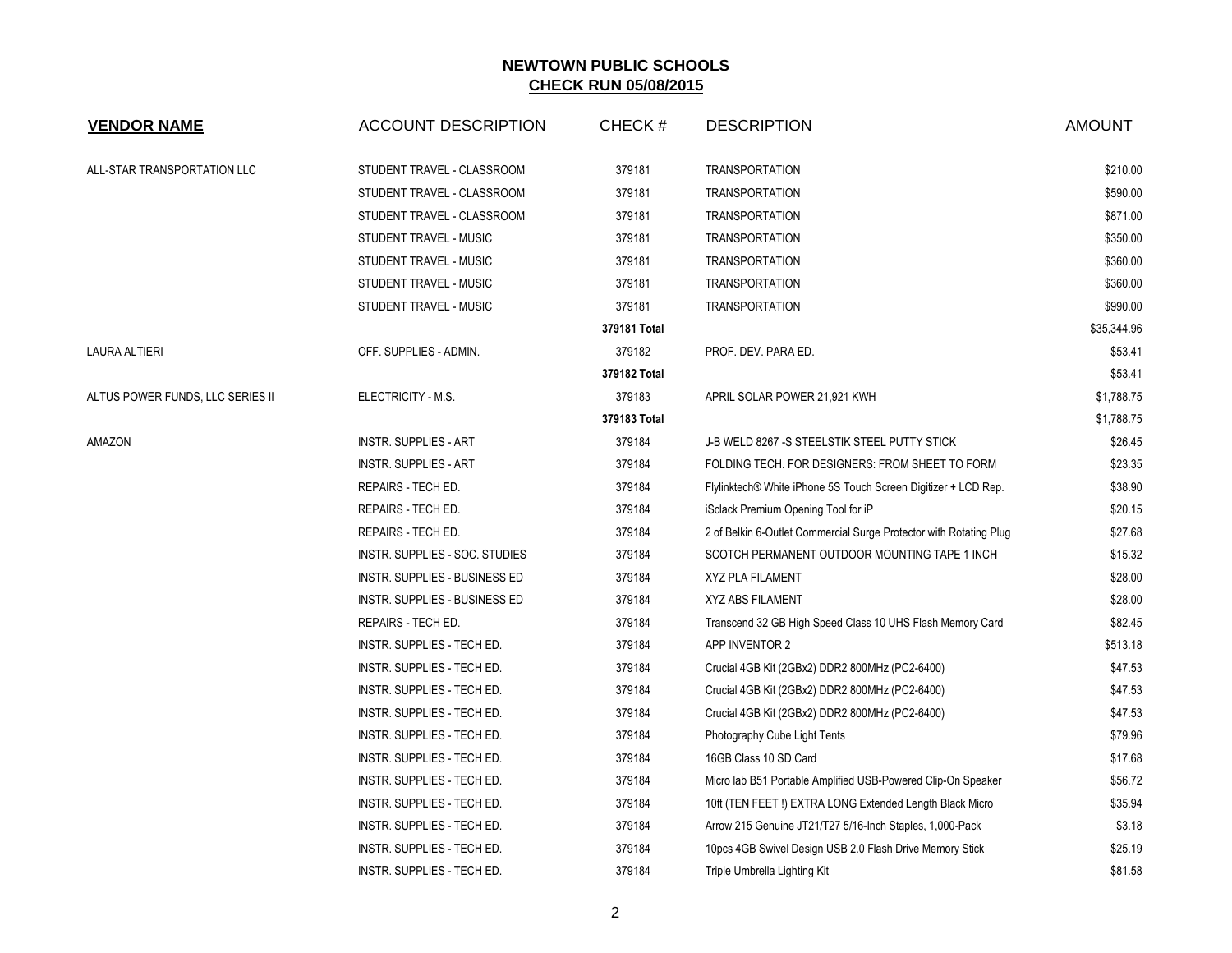# NEWTOWN PUBLIC SCHOOLS

## CHECK RUN 05/08/2015

| VENDOR NAME | ACCOUNT DESCRIPTION | CHECK # | DESCRIPTION | AMOUNT |
|---|---|---|---|---|
| ALL-STAR TRANSPORTATION LLC | STUDENT TRAVEL - CLASSROOM | 379181 | TRANSPORTATION | $210.00 |
| | STUDENT TRAVEL - CLASSROOM | 379181 | TRANSPORTATION | $590.00 |
| | STUDENT TRAVEL - CLASSROOM | 379181 | TRANSPORTATION | $871.00 |
| | STUDENT TRAVEL - MUSIC | 379181 | TRANSPORTATION | $350.00 |
| | STUDENT TRAVEL - MUSIC | 379181 | TRANSPORTATION | $360.00 |
| | STUDENT TRAVEL - MUSIC | 379181 | TRANSPORTATION | $360.00 |
| | STUDENT TRAVEL - MUSIC | 379181 | TRANSPORTATION | $990.00 |
| | | **379181 Total** | | $35,344.96 |
| LAURA ALTIERI | OFF. SUPPLIES - ADMIN. | 379182 | PROF. DEV. PARA ED. | $53.41 |
| | | **379182 Total** | | $53.41 |
| ALTUS POWER FUNDS, LLC SERIES II | ELECTRICITY - M.S. | 379183 | APRIL SOLAR POWER 21,921 KWH | $1,788.75 |
| | | **379183 Total** | | $1,788.75 |
| AMAZON | INSTR. SUPPLIES - ART | 379184 | J-B WELD 8267 -S STEELSTIK STEEL PUTTY STICK | $26.45 |
| | INSTR. SUPPLIES - ART | 379184 | FOLDING TECH. FOR DESIGNERS: FROM SHEET TO FORM | $23.35 |
| | REPAIRS - TECH ED. | 379184 | Flylinktech® White iPhone 5S Touch Screen Digitizer + LCD Rep. | $38.90 |
| | REPAIRS - TECH ED. | 379184 | iSclack Premium Opening Tool for iP | $20.15 |
| | REPAIRS - TECH ED. | 379184 | 2 of Belkin 6-Outlet Commercial Surge Protector with Rotating Plug | $27.68 |
| | INSTR. SUPPLIES - SOC. STUDIES | 379184 | SCOTCH PERMANENT OUTDOOR MOUNTING TAPE 1 INCH | $15.32 |
| | INSTR. SUPPLIES - BUSINESS ED | 379184 | XYZ PLA FILAMENT | $28.00 |
| | INSTR. SUPPLIES - BUSINESS ED | 379184 | XYZ ABS FILAMENT | $28.00 |
| | REPAIRS - TECH ED. | 379184 | Transcend 32 GB High Speed Class 10 UHS Flash Memory Card | $82.45 |
| | INSTR. SUPPLIES - TECH ED. | 379184 | APP INVENTOR 2 | $513.18 |
| | INSTR. SUPPLIES - TECH ED. | 379184 | Crucial 4GB Kit (2GBx2) DDR2 800MHz (PC2-6400) | $47.53 |
| | INSTR. SUPPLIES - TECH ED. | 379184 | Crucial 4GB Kit (2GBx2) DDR2 800MHz (PC2-6400) | $47.53 |
| | INSTR. SUPPLIES - TECH ED. | 379184 | Crucial 4GB Kit (2GBx2) DDR2 800MHz (PC2-6400) | $47.53 |
| | INSTR. SUPPLIES - TECH ED. | 379184 | Photography Cube Light Tents | $79.96 |
| | INSTR. SUPPLIES - TECH ED. | 379184 | 16GB Class 10 SD Card | $17.68 |
| | INSTR. SUPPLIES - TECH ED. | 379184 | Micro lab B51 Portable Amplified USB-Powered Clip-On Speaker | $56.72 |
| | INSTR. SUPPLIES - TECH ED. | 379184 | 10ft (TEN FEET !) EXTRA LONG Extended Length Black Micro | $35.94 |
| | INSTR. SUPPLIES - TECH ED. | 379184 | Arrow 215 Genuine JT21/T27 5/16-Inch Staples, 1,000-Pack | $3.18 |
| | INSTR. SUPPLIES - TECH ED. | 379184 | 10pcs 4GB Swivel Design USB 2.0 Flash Drive Memory Stick | $25.19 |
| | INSTR. SUPPLIES - TECH ED. | 379184 | Triple Umbrella Lighting Kit | $81.58 |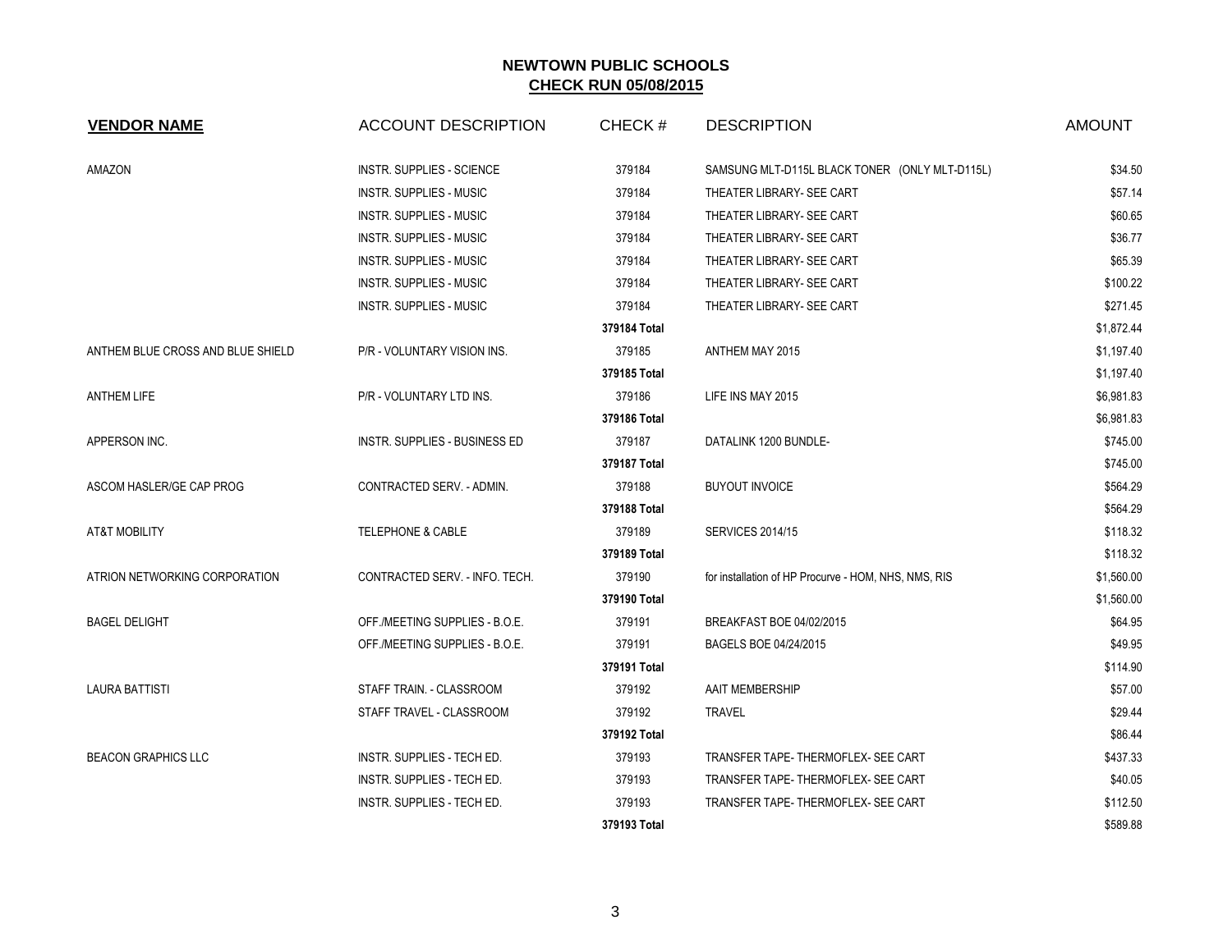# NEWTOWN PUBLIC SCHOOLS

## CHECK RUN 05/08/2015

| VENDOR NAME | ACCOUNT DESCRIPTION | CHECK # | DESCRIPTION | AMOUNT |
|---|---|---|---|---|
| AMAZON | INSTR. SUPPLIES - SCIENCE | 379184 | SAMSUNG MLT-D115L BLACK TONER (ONLY MLT-D115L) | $34.50 |
| | INSTR. SUPPLIES - MUSIC | 379184 | THEATER LIBRARY- SEE CART | $57.14 |
| | INSTR. SUPPLIES - MUSIC | 379184 | THEATER LIBRARY- SEE CART | $60.65 |
| | INSTR. SUPPLIES - MUSIC | 379184 | THEATER LIBRARY- SEE CART | $36.77 |
| | INSTR. SUPPLIES - MUSIC | 379184 | THEATER LIBRARY- SEE CART | $65.39 |
| | INSTR. SUPPLIES - MUSIC | 379184 | THEATER LIBRARY- SEE CART | $100.22 |
| | INSTR. SUPPLIES - MUSIC | 379184 | THEATER LIBRARY- SEE CART | $271.45 |
| | | **379184 Total** | | $1,872.44 |
| ANTHEM BLUE CROSS AND BLUE SHIELD | P/R - VOLUNTARY VISION INS. | 379185 | ANTHEM MAY 2015 | $1,197.40 |
| | | **379185 Total** | | $1,197.40 |
| ANTHEM LIFE | P/R - VOLUNTARY LTD INS. | 379186 | LIFE INS MAY 2015 | $6,981.83 |
| | | **379186 Total** | | $6,981.83 |
| APPERSON INC. | INSTR. SUPPLIES - BUSINESS ED | 379187 | DATALINK 1200 BUNDLE- | $745.00 |
| | | **379187 Total** | | $745.00 |
| ASCOM HASLER/GE CAP PROG | CONTRACTED SERV. - ADMIN. | 379188 | BUYOUT INVOICE | $564.29 |
| | | **379188 Total** | | $564.29 |
| AT&T MOBILITY | TELEPHONE & CABLE | 379189 | SERVICES 2014/15 | $118.32 |
| | | **379189 Total** | | $118.32 |
| ATRION NETWORKING CORPORATION | CONTRACTED SERV. - INFO. TECH. | 379190 | for installation of HP Procurve - HOM, NHS, NMS, RIS | $1,560.00 |
| | | **379190 Total** | | $1,560.00 |
| BAGEL DELIGHT | OFF./MEETING SUPPLIES - B.O.E. | 379191 | BREAKFAST BOE 04/02/2015 | $64.95 |
| | OFF./MEETING SUPPLIES - B.O.E. | 379191 | BAGELS BOE 04/24/2015 | $49.95 |
| | | **379191 Total** | | $114.90 |
| LAURA BATTISTI | STAFF TRAIN. - CLASSROOM | 379192 | AAIT MEMBERSHIP | $57.00 |
| | STAFF TRAVEL - CLASSROOM | 379192 | TRAVEL | $29.44 |
| | | **379192 Total** | | $86.44 |
| BEACON GRAPHICS LLC | INSTR. SUPPLIES - TECH ED. | 379193 | TRANSFER TAPE- THERMOFLEX- SEE CART | $437.33 |
| | INSTR. SUPPLIES - TECH ED. | 379193 | TRANSFER TAPE- THERMOFLEX- SEE CART | $40.05 |
| | INSTR. SUPPLIES - TECH ED. | 379193 | TRANSFER TAPE- THERMOFLEX- SEE CART | $112.50 |
| | | **379193 Total** | | $589.88 |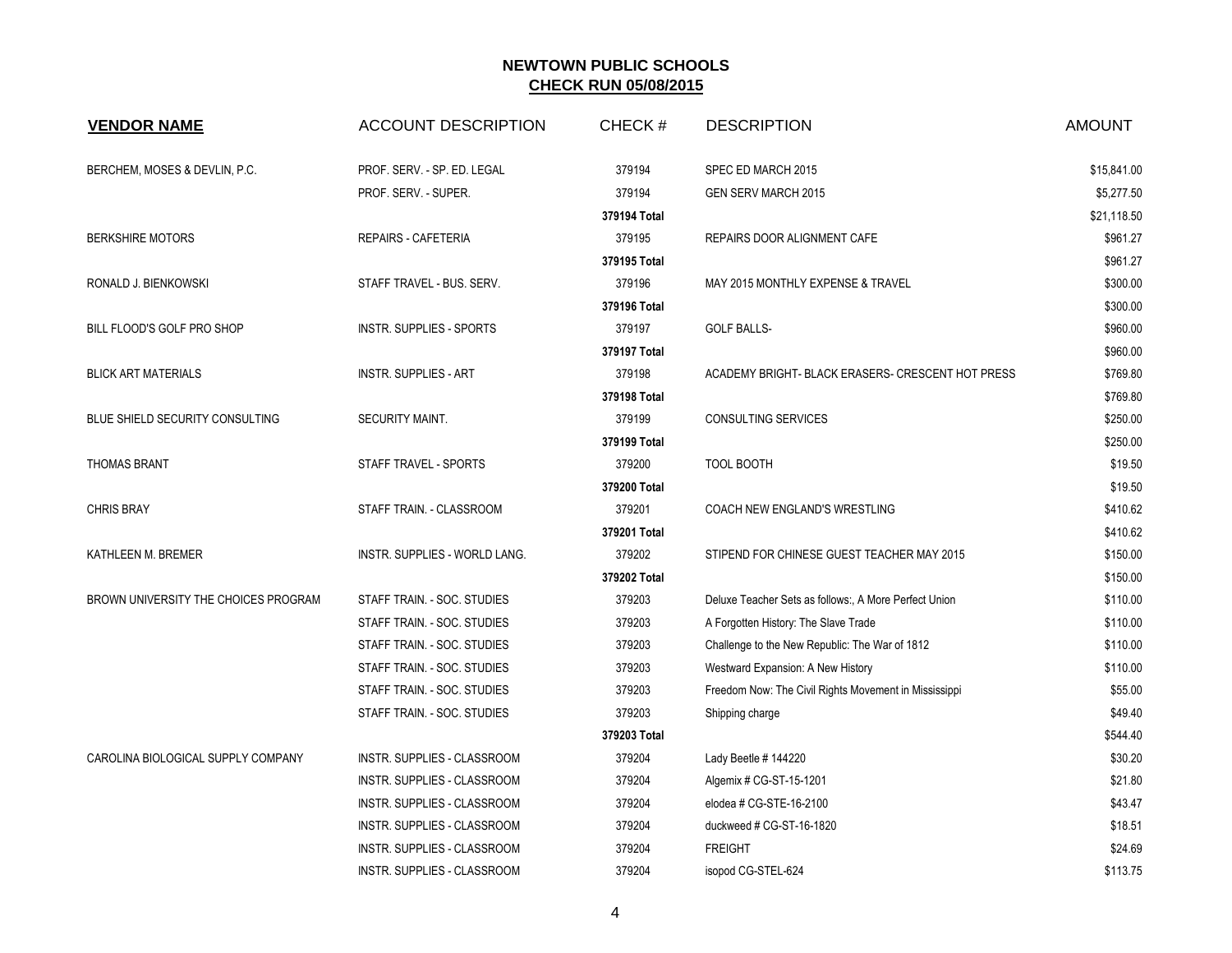# NEWTOWN PUBLIC SCHOOLS
## CHECK RUN 05/08/2015

| VENDOR NAME | ACCOUNT DESCRIPTION | CHECK # | DESCRIPTION | AMOUNT |
|---|---|---|---|---|
| BERCHEM, MOSES & DEVLIN, P.C. | PROF. SERV. - SP. ED. LEGAL | 379194 | SPEC ED MARCH 2015 | $15,841.00 |
| | PROF. SERV. - SUPER. | 379194 | GEN SERV MARCH 2015 | $5,277.50 |
| | | **379194 Total** | | $21,118.50 |
| BERKSHIRE MOTORS | REPAIRS - CAFETERIA | 379195 | REPAIRS DOOR ALIGNMENT CAFE | $961.27 |
| | | **379195 Total** | | $961.27 |
| RONALD J. BIENKOWSKI | STAFF TRAVEL - BUS. SERV. | 379196 | MAY 2015 MONTHLY EXPENSE & TRAVEL | $300.00 |
| | | **379196 Total** | | $300.00 |
| BILL FLOOD'S GOLF PRO SHOP | INSTR. SUPPLIES - SPORTS | 379197 | GOLF BALLS- | $960.00 |
| | | **379197 Total** | | $960.00 |
| BLICK ART MATERIALS | INSTR. SUPPLIES - ART | 379198 | ACADEMY BRIGHT- BLACK ERASERS- CRESCENT HOT PRESS | $769.80 |
| | | **379198 Total** | | $769.80 |
| BLUE SHIELD SECURITY CONSULTING | SECURITY MAINT. | 379199 | CONSULTING SERVICES | $250.00 |
| | | **379199 Total** | | $250.00 |
| THOMAS BRANT | STAFF TRAVEL - SPORTS | 379200 | TOOL BOOTH | $19.50 |
| | | **379200 Total** | | $19.50 |
| CHRIS BRAY | STAFF TRAIN. - CLASSROOM | 379201 | COACH NEW ENGLAND'S WRESTLING | $410.62 |
| | | **379201 Total** | | $410.62 |
| KATHLEEN M. BREMER | INSTR. SUPPLIES - WORLD LANG. | 379202 | STIPEND FOR CHINESE GUEST TEACHER MAY 2015 | $150.00 |
| | | **379202 Total** | | $150.00 |
| BROWN UNIVERSITY THE CHOICES PROGRAM | STAFF TRAIN. - SOC. STUDIES | 379203 | Deluxe Teacher Sets as follows:, A More Perfect Union | $110.00 |
| | STAFF TRAIN. - SOC. STUDIES | 379203 | A Forgotten History: The Slave Trade | $110.00 |
| | STAFF TRAIN. - SOC. STUDIES | 379203 | Challenge to the New Republic: The War of 1812 | $110.00 |
| | STAFF TRAIN. - SOC. STUDIES | 379203 | Westward Expansion: A New History | $110.00 |
| | STAFF TRAIN. - SOC. STUDIES | 379203 | Freedom Now: The Civil Rights Movement in Mississippi | $55.00 |
| | STAFF TRAIN. - SOC. STUDIES | 379203 | Shipping charge | $49.40 |
| | | **379203 Total** | | $544.40 |
| CAROLINA BIOLOGICAL SUPPLY COMPANY | INSTR. SUPPLIES - CLASSROOM | 379204 | Lady Beetle # 144220 | $30.20 |
| | INSTR. SUPPLIES - CLASSROOM | 379204 | Algemix # CG-ST-15-1201 | $21.80 |
| | INSTR. SUPPLIES - CLASSROOM | 379204 | elodea # CG-STE-16-2100 | $43.47 |
| | INSTR. SUPPLIES - CLASSROOM | 379204 | duckweed # CG-ST-16-1820 | $18.51 |
| | INSTR. SUPPLIES - CLASSROOM | 379204 | FREIGHT | $24.69 |
| | INSTR. SUPPLIES - CLASSROOM | 379204 | isopod CG-STEL-624 | $113.75 |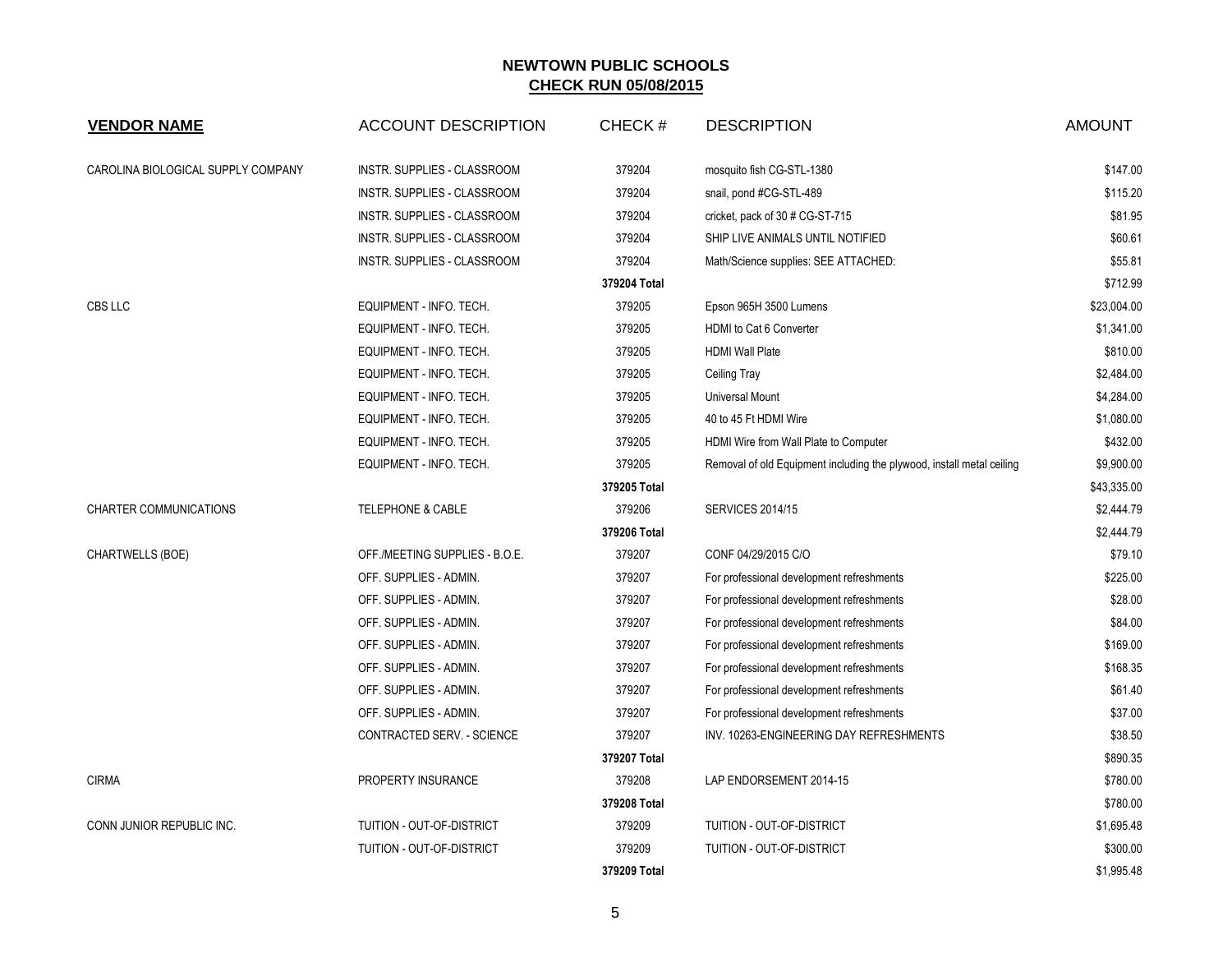# NEWTOWN PUBLIC SCHOOLS
## CHECK RUN 05/08/2015

| VENDOR NAME | ACCOUNT DESCRIPTION | CHECK # | DESCRIPTION | AMOUNT |
|---|---|---|---|---|
| CAROLINA BIOLOGICAL SUPPLY COMPANY | INSTR. SUPPLIES - CLASSROOM | 379204 | mosquito fish CG-STL-1380 | $147.00 |
| | INSTR. SUPPLIES - CLASSROOM | 379204 | snail, pond #CG-STL-489 | $115.20 |
| | INSTR. SUPPLIES - CLASSROOM | 379204 | cricket, pack of 30 # CG-ST-715 | $81.95 |
| | INSTR. SUPPLIES - CLASSROOM | 379204 | SHIP LIVE ANIMALS UNTIL NOTIFIED | $60.61 |
| | INSTR. SUPPLIES - CLASSROOM | 379204 | Math/Science supplies: SEE ATTACHED: | $55.81 |
| | | **379204 Total** | | $712.99 |
| CBS LLC | EQUIPMENT - INFO. TECH. | 379205 | Epson 965H 3500 Lumens | $23,004.00 |
| | EQUIPMENT - INFO. TECH. | 379205 | HDMI to Cat 6 Converter | $1,341.00 |
| | EQUIPMENT - INFO. TECH. | 379205 | HDMI Wall Plate | $810.00 |
| | EQUIPMENT - INFO. TECH. | 379205 | Ceiling Tray | $2,484.00 |
| | EQUIPMENT - INFO. TECH. | 379205 | Universal Mount | $4,284.00 |
| | EQUIPMENT - INFO. TECH. | 379205 | 40 to 45 Ft HDMI Wire | $1,080.00 |
| | EQUIPMENT - INFO. TECH. | 379205 | HDMI Wire from Wall Plate to Computer | $432.00 |
| | EQUIPMENT - INFO. TECH. | 379205 | Removal of old Equipment including the plywood, install metal ceiling | $9,900.00 |
| | | **379205 Total** | | $43,335.00 |
| CHARTER COMMUNICATIONS | TELEPHONE & CABLE | 379206 | SERVICES 2014/15 | $2,444.79 |
| | | **379206 Total** | | $2,444.79 |
| CHARTWELLS (BOE) | OFF./MEETING SUPPLIES - B.O.E. | 379207 | CONF 04/29/2015 C/O | $79.10 |
| | OFF. SUPPLIES - ADMIN. | 379207 | For professional development refreshments | $225.00 |
| | OFF. SUPPLIES - ADMIN. | 379207 | For professional development refreshments | $28.00 |
| | OFF. SUPPLIES - ADMIN. | 379207 | For professional development refreshments | $84.00 |
| | OFF. SUPPLIES - ADMIN. | 379207 | For professional development refreshments | $169.00 |
| | OFF. SUPPLIES - ADMIN. | 379207 | For professional development refreshments | $168.35 |
| | OFF. SUPPLIES - ADMIN. | 379207 | For professional development refreshments | $61.40 |
| | OFF. SUPPLIES - ADMIN. | 379207 | For professional development refreshments | $37.00 |
| | CONTRACTED SERV. - SCIENCE | 379207 | INV. 10263-ENGINEERING DAY REFRESHMENTS | $38.50 |
| | | **379207 Total** | | $890.35 |
| CIRMA | PROPERTY INSURANCE | 379208 | LAP ENDORSEMENT 2014-15 | $780.00 |
| | | **379208 Total** | | $780.00 |
| CONN JUNIOR REPUBLIC INC. | TUITION - OUT-OF-DISTRICT | 379209 | TUITION - OUT-OF-DISTRICT | $1,695.48 |
| | TUITION - OUT-OF-DISTRICT | 379209 | TUITION - OUT-OF-DISTRICT | $300.00 |
| | | **379209 Total** | | $1,995.48 |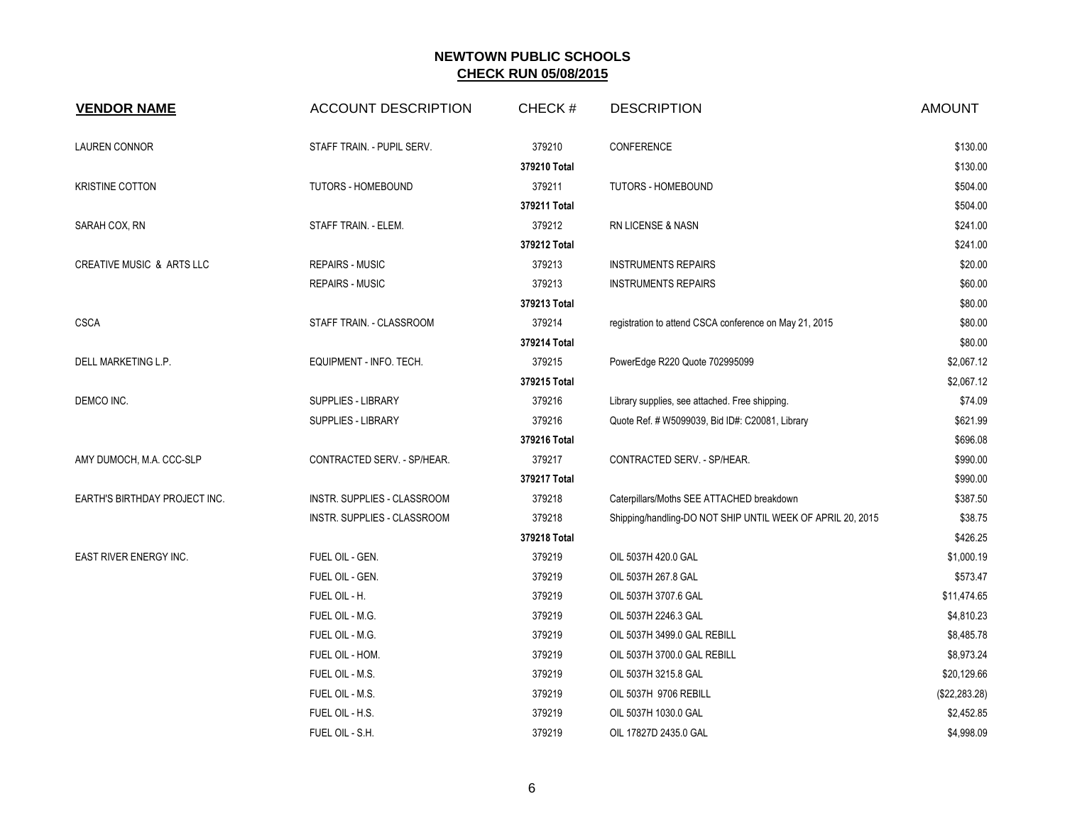# NEWTOWN PUBLIC SCHOOLS

## CHECK RUN 05/08/2015

| VENDOR NAME | ACCOUNT DESCRIPTION | CHECK # | DESCRIPTION | AMOUNT |
|---|---|---|---|---|
| LAUREN CONNOR | STAFF TRAIN. - PUPIL SERV. | 379210 | CONFERENCE | $130.00 |
| | | 379210 Total | | $130.00 |
| KRISTINE COTTON | TUTORS - HOMEBOUND | 379211 | TUTORS - HOMEBOUND | $504.00 |
| | | 379211 Total | | $504.00 |
| SARAH COX, RN | STAFF TRAIN. - ELEM. | 379212 | RN LICENSE & NASN | $241.00 |
| | | 379212 Total | | $241.00 |
| CREATIVE MUSIC & ARTS LLC | REPAIRS - MUSIC | 379213 | INSTRUMENTS REPAIRS | $20.00 |
| | REPAIRS - MUSIC | 379213 | INSTRUMENTS REPAIRS | $60.00 |
| | | 379213 Total | | $80.00 |
| CSCA | STAFF TRAIN. - CLASSROOM | 379214 | registration to attend CSCA conference on May 21, 2015 | $80.00 |
| | | 379214 Total | | $80.00 |
| DELL MARKETING L.P. | EQUIPMENT - INFO. TECH. | 379215 | PowerEdge R220 Quote 702995099 | $2,067.12 |
| | | 379215 Total | | $2,067.12 |
| DEMCO INC. | SUPPLIES - LIBRARY | 379216 | Library supplies, see attached. Free shipping. | $74.09 |
| | SUPPLIES - LIBRARY | 379216 | Quote Ref. # W5099039, Bid ID#: C20081, Library | $621.99 |
| | | 379216 Total | | $696.08 |
| AMY DUMOCH, M.A. CCC-SLP | CONTRACTED SERV. - SP/HEAR. | 379217 | CONTRACTED SERV. - SP/HEAR. | $990.00 |
| | | 379217 Total | | $990.00 |
| EARTH'S BIRTHDAY PROJECT INC. | INSTR. SUPPLIES - CLASSROOM | 379218 | Caterpillars/Moths SEE ATTACHED breakdown | $387.50 |
| | INSTR. SUPPLIES - CLASSROOM | 379218 | Shipping/handling-DO NOT SHIP UNTIL WEEK OF APRIL 20, 2015 | $38.75 |
| | | 379218 Total | | $426.25 |
| EAST RIVER ENERGY INC. | FUEL OIL - GEN. | 379219 | OIL 5037H 420.0 GAL | $1,000.19 |
| | FUEL OIL - GEN. | 379219 | OIL 5037H 267.8 GAL | $573.47 |
| | FUEL OIL - H. | 379219 | OIL 5037H 3707.6 GAL | $11,474.65 |
| | FUEL OIL - M.G. | 379219 | OIL 5037H 2246.3 GAL | $4,810.23 |
| | FUEL OIL - M.G. | 379219 | OIL 5037H 3499.0 GAL REBILL | $8,485.78 |
| | FUEL OIL - HOM. | 379219 | OIL 5037H 3700.0 GAL REBILL | $8,973.24 |
| | FUEL OIL - M.S. | 379219 | OIL 5037H 3215.8 GAL | $20,129.66 |
| | FUEL OIL - M.S. | 379219 | OIL 5037H 9706 REBILL | ($22,283.28) |
| | FUEL OIL - H.S. | 379219 | OIL 5037H 1030.0 GAL | $2,452.85 |
| | FUEL OIL - S.H. | 379219 | OIL 17827D 2435.0 GAL | $4,998.09 |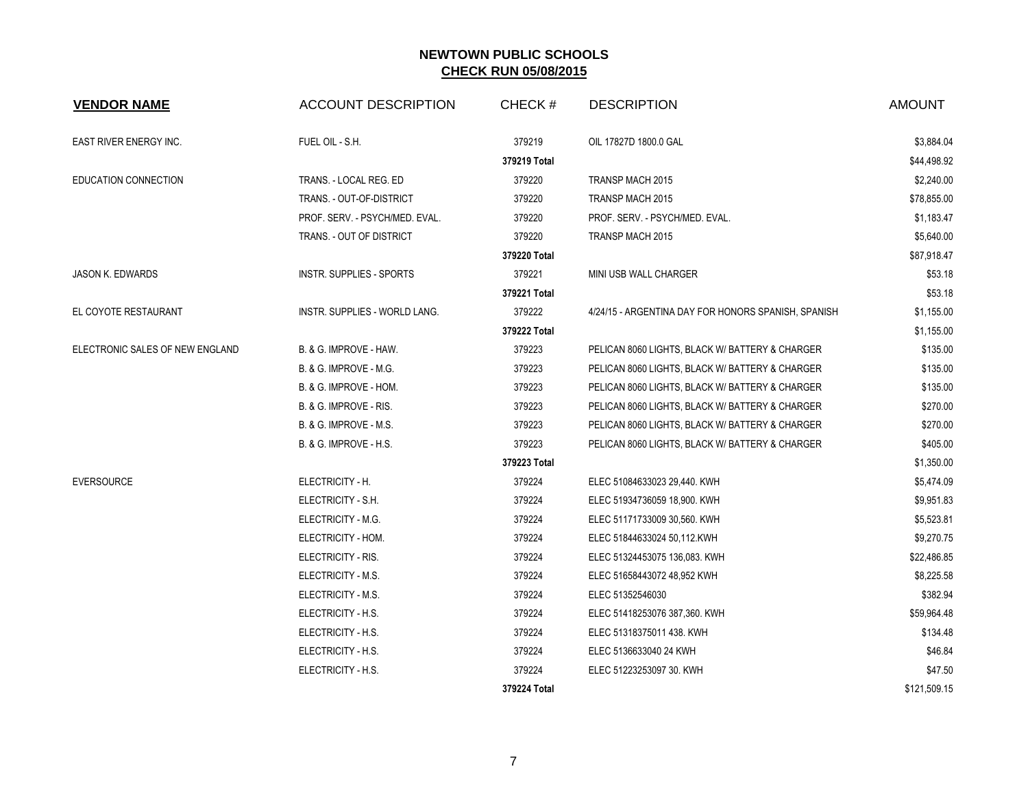## NEWTOWN PUBLIC SCHOOLS
## CHECK RUN 05/08/2015

| VENDOR NAME | ACCOUNT DESCRIPTION | CHECK # | DESCRIPTION | AMOUNT |
|---|---|---|---|---|
| EAST RIVER ENERGY INC. | FUEL OIL - S.H. | 379219 | OIL 17827D 1800.0 GAL | $3,884.04 |
| | | **379219 Total** | | $44,498.92 |
| EDUCATION CONNECTION | TRANS. - LOCAL REG. ED | 379220 | TRANSP MACH 2015 | $2,240.00 |
| | TRANS. - OUT-OF-DISTRICT | 379220 | TRANSP MACH 2015 | $78,855.00 |
| | PROF. SERV. - PSYCH/MED. EVAL. | 379220 | PROF. SERV. - PSYCH/MED. EVAL. | $1,183.47 |
| | TRANS. - OUT OF DISTRICT | 379220 | TRANSP MACH 2015 | $5,640.00 |
| | | **379220 Total** | | $87,918.47 |
| JASON K. EDWARDS | INSTR. SUPPLIES - SPORTS | 379221 | MINI USB WALL CHARGER | $53.18 |
| | | **379221 Total** | | $53.18 |
| EL COYOTE RESTAURANT | INSTR. SUPPLIES - WORLD LANG. | 379222 | 4/24/15 - ARGENTINA DAY FOR HONORS SPANISH, SPANISH | $1,155.00 |
| | | **379222 Total** | | $1,155.00 |
| ELECTRONIC SALES OF NEW ENGLAND | B. & G. IMPROVE - HAW. | 379223 | PELICAN 8060 LIGHTS, BLACK W/ BATTERY & CHARGER | $135.00 |
| | B. & G. IMPROVE - M.G. | 379223 | PELICAN 8060 LIGHTS, BLACK W/ BATTERY & CHARGER | $135.00 |
| | B. & G. IMPROVE - HOM. | 379223 | PELICAN 8060 LIGHTS, BLACK W/ BATTERY & CHARGER | $135.00 |
| | B. & G. IMPROVE - RIS. | 379223 | PELICAN 8060 LIGHTS, BLACK W/ BATTERY & CHARGER | $270.00 |
| | B. & G. IMPROVE - M.S. | 379223 | PELICAN 8060 LIGHTS, BLACK W/ BATTERY & CHARGER | $270.00 |
| | B. & G. IMPROVE - H.S. | 379223 | PELICAN 8060 LIGHTS, BLACK W/ BATTERY & CHARGER | $405.00 |
| | | **379223 Total** | | $1,350.00 |
| EVERSOURCE | ELECTRICITY - H. | 379224 | ELEC 51084633023 29,440. KWH | $5,474.09 |
| | ELECTRICITY - S.H. | 379224 | ELEC 51934736059 18,900. KWH | $9,951.83 |
| | ELECTRICITY - M.G. | 379224 | ELEC 51171733009 30,560. KWH | $5,523.81 |
| | ELECTRICITY - HOM. | 379224 | ELEC 51844633024 50,112.KWH | $9,270.75 |
| | ELECTRICITY - RIS. | 379224 | ELEC 51324453075 136,083. KWH | $22,486.85 |
| | ELECTRICITY - M.S. | 379224 | ELEC 51658443072 48,952 KWH | $8,225.58 |
| | ELECTRICITY - M.S. | 379224 | ELEC 51352546030 | $382.94 |
| | ELECTRICITY - H.S. | 379224 | ELEC 51418253076 387,360. KWH | $59,964.48 |
| | ELECTRICITY - H.S. | 379224 | ELEC 51318375011 438. KWH | $134.48 |
| | ELECTRICITY - H.S. | 379224 | ELEC 5136633040 24 KWH | $46.84 |
| | ELECTRICITY - H.S. | 379224 | ELEC 51223253097 30. KWH | $47.50 |
| | | **379224 Total** | | $121,509.15 |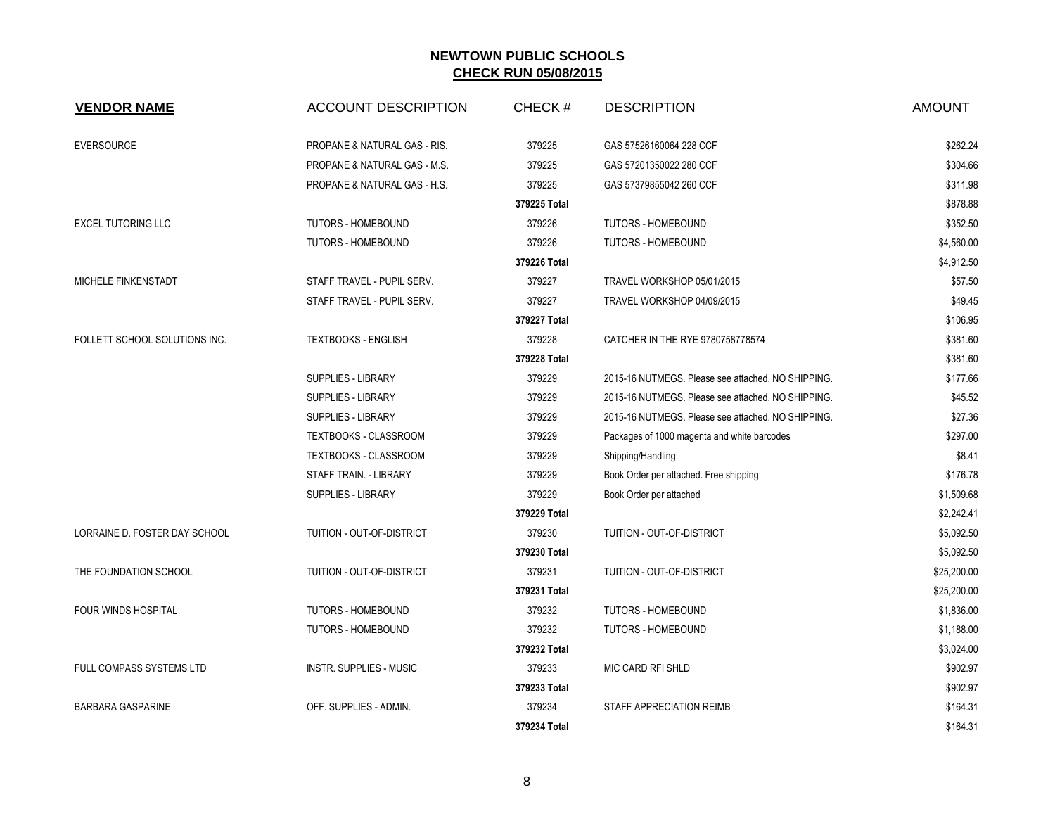# NEWTOWN PUBLIC SCHOOLS

## CHECK RUN 05/08/2015

| VENDOR NAME | ACCOUNT DESCRIPTION | CHECK # | DESCRIPTION | AMOUNT |
|---|---|---|---|---|
| EVERSOURCE | PROPANE & NATURAL GAS - RIS. | 379225 | GAS 57526160064 228 CCF | $262.24 |
| | PROPANE & NATURAL GAS - M.S. | 379225 | GAS 57201350022 280 CCF | $304.66 |
| | PROPANE & NATURAL GAS - H.S. | 379225 | GAS 57379855042 260 CCF | $311.98 |
| | | **379225 Total** | | $878.88 |
| EXCEL TUTORING LLC | TUTORS - HOMEBOUND | 379226 | TUTORS - HOMEBOUND | $352.50 |
| | TUTORS - HOMEBOUND | 379226 | TUTORS - HOMEBOUND | $4,560.00 |
| | | **379226 Total** | | $4,912.50 |
| MICHELE FINKENSTADT | STAFF TRAVEL - PUPIL SERV. | 379227 | TRAVEL WORKSHOP 05/01/2015 | $57.50 |
| | STAFF TRAVEL - PUPIL SERV. | 379227 | TRAVEL WORKSHOP 04/09/2015 | $49.45 |
| | | **379227 Total** | | $106.95 |
| FOLLETT SCHOOL SOLUTIONS INC. | TEXTBOOKS - ENGLISH | 379228 | CATCHER IN THE RYE 9780758778574 | $381.60 |
| | | **379228 Total** | | $381.60 |
| | SUPPLIES - LIBRARY | 379229 | 2015-16 NUTMEGS. Please see attached. NO SHIPPING. | $177.66 |
| | SUPPLIES - LIBRARY | 379229 | 2015-16 NUTMEGS. Please see attached. NO SHIPPING. | $45.52 |
| | SUPPLIES - LIBRARY | 379229 | 2015-16 NUTMEGS. Please see attached. NO SHIPPING. | $27.36 |
| | TEXTBOOKS - CLASSROOM | 379229 | Packages of 1000 magenta and white barcodes | $297.00 |
| | TEXTBOOKS - CLASSROOM | 379229 | Shipping/Handling | $8.41 |
| | STAFF TRAIN. - LIBRARY | 379229 | Book Order per attached. Free shipping | $176.78 |
| | SUPPLIES - LIBRARY | 379229 | Book Order per attached | $1,509.68 |
| | | **379229 Total** | | $2,242.41 |
| LORRAINE D. FOSTER DAY SCHOOL | TUITION - OUT-OF-DISTRICT | 379230 | TUITION - OUT-OF-DISTRICT | $5,092.50 |
| | | **379230 Total** | | $5,092.50 |
| THE FOUNDATION SCHOOL | TUITION - OUT-OF-DISTRICT | 379231 | TUITION - OUT-OF-DISTRICT | $25,200.00 |
| | | **379231 Total** | | $25,200.00 |
| FOUR WINDS HOSPITAL | TUTORS - HOMEBOUND | 379232 | TUTORS - HOMEBOUND | $1,836.00 |
| | TUTORS - HOMEBOUND | 379232 | TUTORS - HOMEBOUND | $1,188.00 |
| | | **379232 Total** | | $3,024.00 |
| FULL COMPASS SYSTEMS LTD | INSTR. SUPPLIES - MUSIC | 379233 | MIC CARD RFI SHLD | $902.97 |
| | | **379233 Total** | | $902.97 |
| BARBARA GASPARINE | OFF. SUPPLIES - ADMIN. | 379234 | STAFF APPRECIATION REIMB | $164.31 |
| | | **379234 Total** | | $164.31 |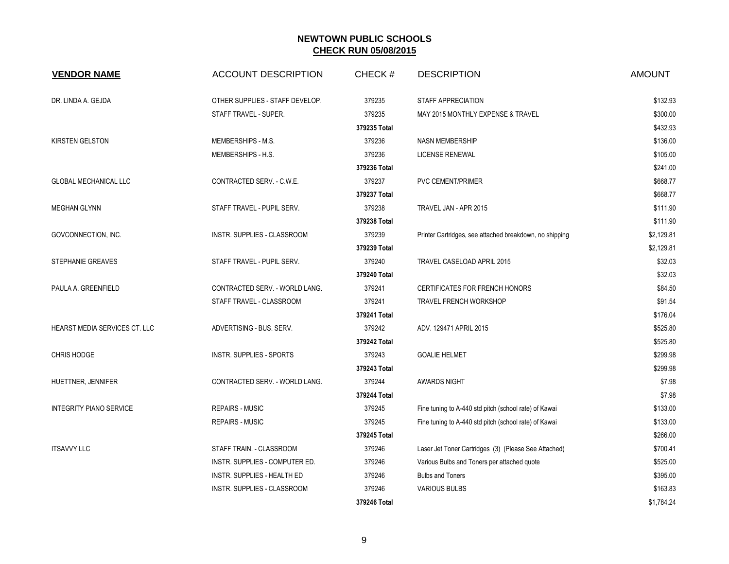# NEWTOWN PUBLIC SCHOOLS

## CHECK RUN 05/08/2015

| VENDOR NAME | ACCOUNT DESCRIPTION | CHECK # | DESCRIPTION | AMOUNT |
|---|---|---|---|---|
| DR. LINDA A. GEJDA | OTHER SUPPLIES - STAFF DEVELOP. | 379235 | STAFF APPRECIATION | $132.93 |
| | STAFF TRAVEL - SUPER. | 379235 | MAY 2015 MONTHLY EXPENSE & TRAVEL | $300.00 |
| | | 379235 Total | | $432.93 |
| KIRSTEN GELSTON | MEMBERSHIPS - M.S. | 379236 | NASN MEMBERSHIP | $136.00 |
| | MEMBERSHIPS - H.S. | 379236 | LICENSE RENEWAL | $105.00 |
| | | 379236 Total | | $241.00 |
| GLOBAL MECHANICAL LLC | CONTRACTED SERV. - C.W.E. | 379237 | PVC CEMENT/PRIMER | $668.77 |
| | | 379237 Total | | $668.77 |
| MEGHAN GLYNN | STAFF TRAVEL - PUPIL SERV. | 379238 | TRAVEL JAN - APR 2015 | $111.90 |
| | | 379238 Total | | $111.90 |
| GOVCONNECTION, INC. | INSTR. SUPPLIES - CLASSROOM | 379239 | Printer Cartridges, see attached breakdown, no shipping | $2,129.81 |
| | | 379239 Total | | $2,129.81 |
| STEPHANIE GREAVES | STAFF TRAVEL - PUPIL SERV. | 379240 | TRAVEL CASELOAD APRIL 2015 | $32.03 |
| | | 379240 Total | | $32.03 |
| PAULA A. GREENFIELD | CONTRACTED SERV. - WORLD LANG. | 379241 | CERTIFICATES FOR FRENCH HONORS | $84.50 |
| | STAFF TRAVEL - CLASSROOM | 379241 | TRAVEL FRENCH WORKSHOP | $91.54 |
| | | 379241 Total | | $176.04 |
| HEARST MEDIA SERVICES CT. LLC | ADVERTISING - BUS. SERV. | 379242 | ADV. 129471 APRIL 2015 | $525.80 |
| | | 379242 Total | | $525.80 |
| CHRIS HODGE | INSTR. SUPPLIES - SPORTS | 379243 | GOALIE HELMET | $299.98 |
| | | 379243 Total | | $299.98 |
| HUETTNER, JENNIFER | CONTRACTED SERV. - WORLD LANG. | 379244 | AWARDS NIGHT | $7.98 |
| | | 379244 Total | | $7.98 |
| INTEGRITY PIANO SERVICE | REPAIRS - MUSIC | 379245 | Fine tuning to A-440 std pitch (school rate) of Kawai | $133.00 |
| | REPAIRS - MUSIC | 379245 | Fine tuning to A-440 std pitch (school rate) of Kawai | $133.00 |
| | | 379245 Total | | $266.00 |
| ITSAVVY LLC | STAFF TRAIN. - CLASSROOM | 379246 | Laser Jet Toner Cartridges (3) (Please See Attached) | $700.41 |
| | INSTR. SUPPLIES - COMPUTER ED. | 379246 | Various Bulbs and Toners per attached quote | $525.00 |
| | INSTR. SUPPLIES - HEALTH ED | 379246 | Bulbs and Toners | $395.00 |
| | INSTR. SUPPLIES - CLASSROOM | 379246 | VARIOUS BULBS | $163.83 |
| | | 379246 Total | | $1,784.24 |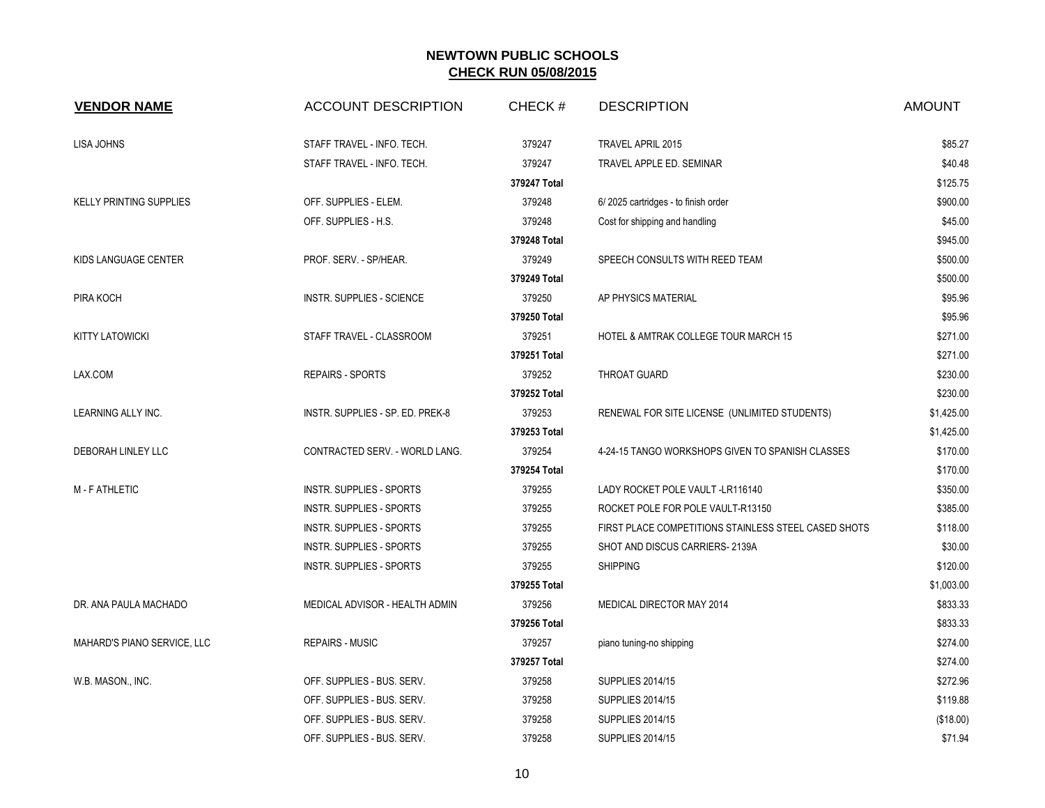# NEWTOWN PUBLIC SCHOOLS

## CHECK RUN 05/08/2015

| VENDOR NAME | ACCOUNT DESCRIPTION | CHECK # | DESCRIPTION | AMOUNT |
|---|---|---|---|---|
| LISA JOHNS | STAFF TRAVEL - INFO. TECH. | 379247 | TRAVEL APRIL 2015 | $85.27 |
| | STAFF TRAVEL - INFO. TECH. | 379247 | TRAVEL APPLE ED. SEMINAR | $40.48 |
| | | 379247 Total | | $125.75 |
| KELLY PRINTING SUPPLIES | OFF. SUPPLIES - ELEM. | 379248 | 6/ 2025 cartridges - to finish order | $900.00 |
| | OFF. SUPPLIES - H.S. | 379248 | Cost for shipping and handling | $45.00 |
| | | 379248 Total | | $945.00 |
| KIDS LANGUAGE CENTER | PROF. SERV. - SP/HEAR. | 379249 | SPEECH CONSULTS WITH REED TEAM | $500.00 |
| | | 379249 Total | | $500.00 |
| PIRA KOCH | INSTR. SUPPLIES - SCIENCE | 379250 | AP PHYSICS MATERIAL | $95.96 |
| | | 379250 Total | | $95.96 |
| KITTY LATOWICKI | STAFF TRAVEL - CLASSROOM | 379251 | HOTEL & AMTRAK COLLEGE TOUR MARCH 15 | $271.00 |
| | | 379251 Total | | $271.00 |
| LAX.COM | REPAIRS - SPORTS | 379252 | THROAT GUARD | $230.00 |
| | | 379252 Total | | $230.00 |
| LEARNING ALLY INC. | INSTR. SUPPLIES - SP. ED. PREK-8 | 379253 | RENEWAL FOR SITE LICENSE (UNLIMITED STUDENTS) | $1,425.00 |
| | | 379253 Total | | $1,425.00 |
| DEBORAH LINLEY LLC | CONTRACTED SERV. - WORLD LANG. | 379254 | 4-24-15 TANGO WORKSHOPS GIVEN TO SPANISH CLASSES | $170.00 |
| | | 379254 Total | | $170.00 |
| M - F ATHLETIC | INSTR. SUPPLIES - SPORTS | 379255 | LADY ROCKET POLE VAULT -LR116140 | $350.00 |
| | INSTR. SUPPLIES - SPORTS | 379255 | ROCKET POLE FOR POLE VAULT-R13150 | $385.00 |
| | INSTR. SUPPLIES - SPORTS | 379255 | FIRST PLACE COMPETITIONS STAINLESS STEEL CASED SHOTS | $118.00 |
| | INSTR. SUPPLIES - SPORTS | 379255 | SHOT AND DISCUS CARRIERS- 2139A | $30.00 |
| | INSTR. SUPPLIES - SPORTS | 379255 | SHIPPING | $120.00 |
| | | 379255 Total | | $1,003.00 |
| DR. ANA PAULA MACHADO | MEDICAL ADVISOR - HEALTH ADMIN | 379256 | MEDICAL DIRECTOR MAY 2014 | $833.33 |
| | | 379256 Total | | $833.33 |
| MAHARD'S PIANO SERVICE, LLC | REPAIRS - MUSIC | 379257 | piano tuning-no shipping | $274.00 |
| | | 379257 Total | | $274.00 |
| W.B. MASON., INC. | OFF. SUPPLIES - BUS. SERV. | 379258 | SUPPLIES 2014/15 | $272.96 |
| | OFF. SUPPLIES - BUS. SERV. | 379258 | SUPPLIES 2014/15 | $119.88 |
| | OFF. SUPPLIES - BUS. SERV. | 379258 | SUPPLIES 2014/15 | ($18.00) |
| | OFF. SUPPLIES - BUS. SERV. | 379258 | SUPPLIES 2014/15 | $71.94 |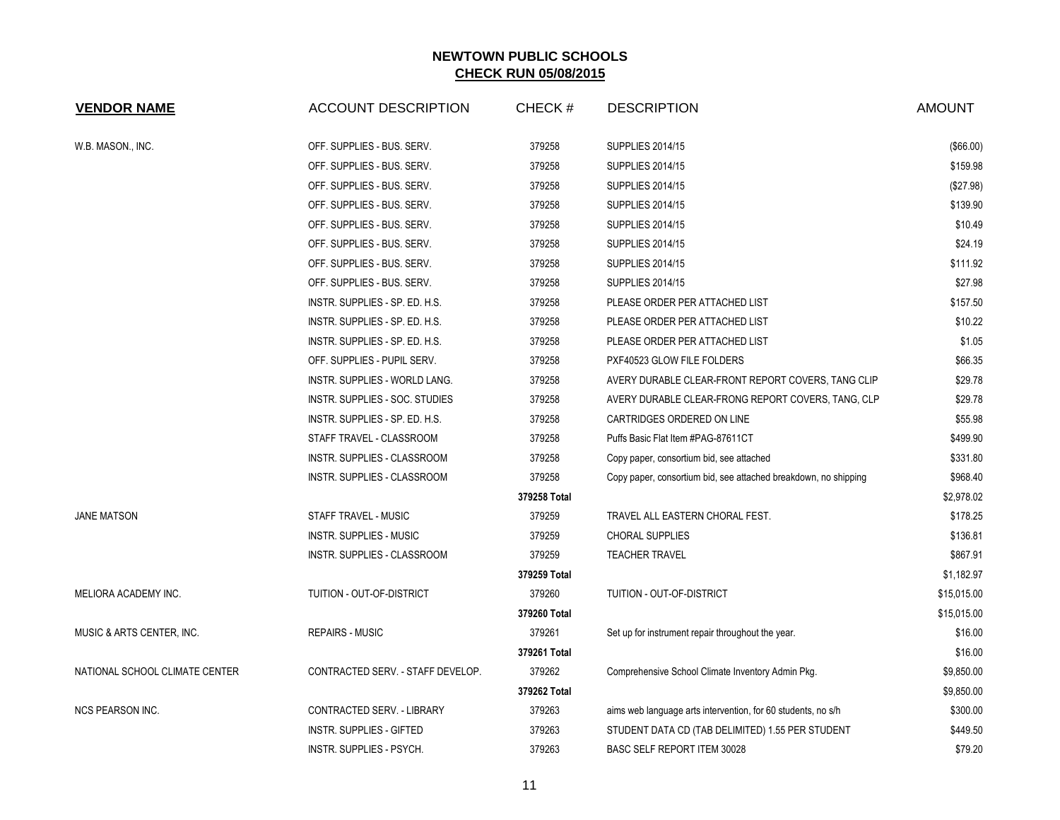# NEWTOWN PUBLIC SCHOOLS

## CHECK RUN 05/08/2015

| VENDOR NAME | ACCOUNT DESCRIPTION | CHECK # | DESCRIPTION | AMOUNT |
|---|---|---|---|---|
| W.B. MASON., INC. | OFF. SUPPLIES - BUS. SERV. | 379258 | SUPPLIES 2014/15 | ($66.00) |
| | OFF. SUPPLIES - BUS. SERV. | 379258 | SUPPLIES 2014/15 | $159.98 |
| | OFF. SUPPLIES - BUS. SERV. | 379258 | SUPPLIES 2014/15 | ($27.98) |
| | OFF. SUPPLIES - BUS. SERV. | 379258 | SUPPLIES 2014/15 | $139.90 |
| | OFF. SUPPLIES - BUS. SERV. | 379258 | SUPPLIES 2014/15 | $10.49 |
| | OFF. SUPPLIES - BUS. SERV. | 379258 | SUPPLIES 2014/15 | $24.19 |
| | OFF. SUPPLIES - BUS. SERV. | 379258 | SUPPLIES 2014/15 | $111.92 |
| | OFF. SUPPLIES - BUS. SERV. | 379258 | SUPPLIES 2014/15 | $27.98 |
| | INSTR. SUPPLIES - SP. ED. H.S. | 379258 | PLEASE ORDER PER ATTACHED LIST | $157.50 |
| | INSTR. SUPPLIES - SP. ED. H.S. | 379258 | PLEASE ORDER PER ATTACHED LIST | $10.22 |
| | INSTR. SUPPLIES - SP. ED. H.S. | 379258 | PLEASE ORDER PER ATTACHED LIST | $1.05 |
| | OFF. SUPPLIES - PUPIL SERV. | 379258 | PXF40523 GLOW FILE FOLDERS | $66.35 |
| | INSTR. SUPPLIES - WORLD LANG. | 379258 | AVERY DURABLE CLEAR-FRONT REPORT COVERS, TANG CLIP | $29.78 |
| | INSTR. SUPPLIES - SOC. STUDIES | 379258 | AVERY DURABLE CLEAR-FRONG REPORT COVERS, TANG, CLP | $29.78 |
| | INSTR. SUPPLIES - SP. ED. H.S. | 379258 | CARTRIDGES ORDERED ON LINE | $55.98 |
| | STAFF TRAVEL - CLASSROOM | 379258 | Puffs Basic Flat Item #PAG-87611CT | $499.90 |
| | INSTR. SUPPLIES - CLASSROOM | 379258 | Copy paper, consortium bid, see attached | $331.80 |
| | INSTR. SUPPLIES - CLASSROOM | 379258 | Copy paper, consortium bid, see attached breakdown, no shipping | $968.40 |
| | | **379258 Total** | | $2,978.02 |
| JANE MATSON | STAFF TRAVEL - MUSIC | 379259 | TRAVEL ALL EASTERN CHORAL FEST. | $178.25 |
| | INSTR. SUPPLIES - MUSIC | 379259 | CHORAL SUPPLIES | $136.81 |
| | INSTR. SUPPLIES - CLASSROOM | 379259 | TEACHER TRAVEL | $867.91 |
| | | **379259 Total** | | $1,182.97 |
| MELIORA ACADEMY INC. | TUITION - OUT-OF-DISTRICT | 379260 | TUITION - OUT-OF-DISTRICT | $15,015.00 |
| | | **379260 Total** | | $15,015.00 |
| MUSIC & ARTS CENTER, INC. | REPAIRS - MUSIC | 379261 | Set up for instrument repair throughout the year. | $16.00 |
| | | **379261 Total** | | $16.00 |
| NATIONAL SCHOOL CLIMATE CENTER | CONTRACTED SERV. - STAFF DEVELOP. | 379262 | Comprehensive School Climate Inventory Admin Pkg. | $9,850.00 |
| | | **379262 Total** | | $9,850.00 |
| NCS PEARSON INC. | CONTRACTED SERV. - LIBRARY | 379263 | aims web language arts intervention, for 60 students, no s/h | $300.00 |
| | INSTR. SUPPLIES - GIFTED | 379263 | STUDENT DATA CD (TAB DELIMITED) 1.55 PER STUDENT | $449.50 |
| | INSTR. SUPPLIES - PSYCH. | 379263 | BASC SELF REPORT ITEM 30028 | $79.20 |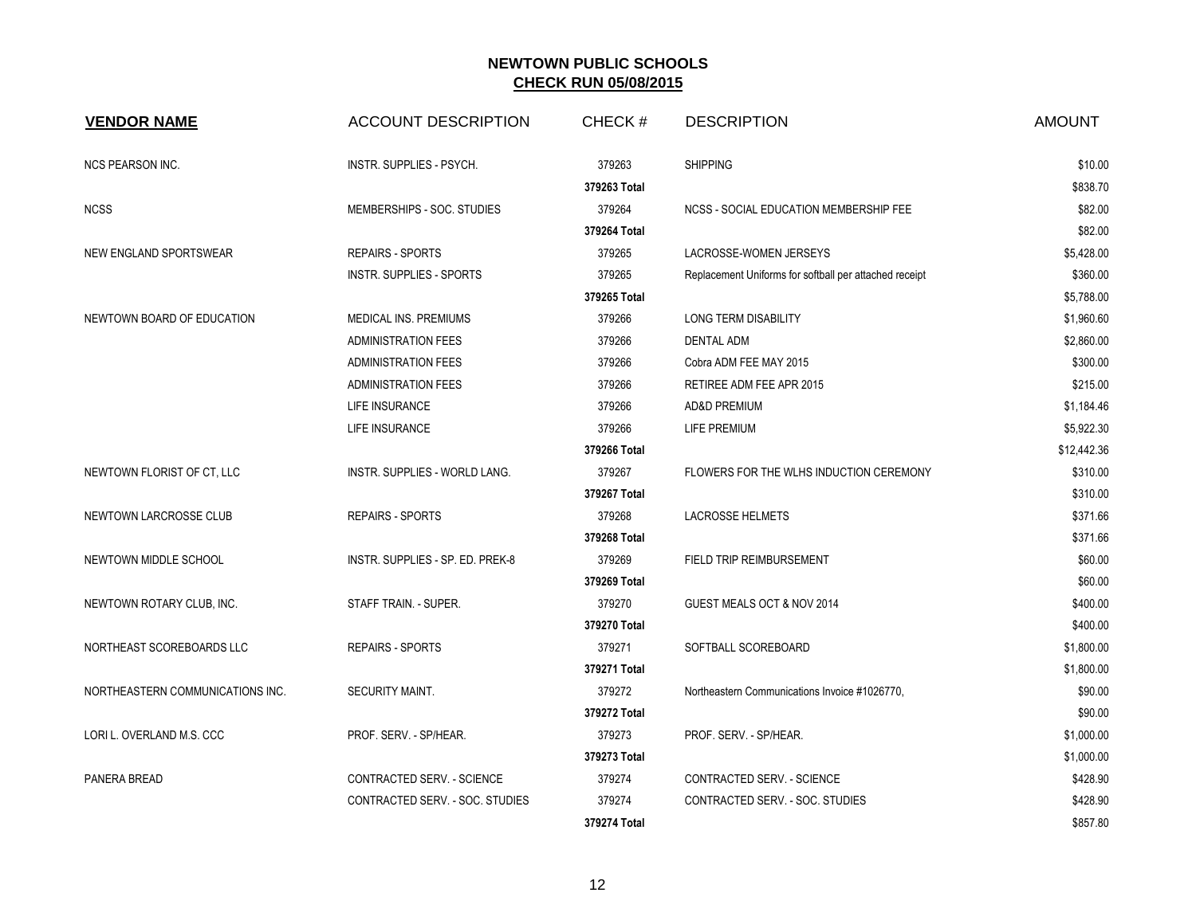# NEWTOWN PUBLIC SCHOOLS

## CHECK RUN 05/08/2015

| VENDOR NAME | ACCOUNT DESCRIPTION | CHECK # | DESCRIPTION | AMOUNT |
|---|---|---|---|---|
| NCS PEARSON INC. | INSTR. SUPPLIES - PSYCH. | 379263 | SHIPPING | $10.00 |
| | | **379263 Total** | | $838.70 |
| NCSS | MEMBERSHIPS - SOC. STUDIES | 379264 | NCSS - SOCIAL EDUCATION MEMBERSHIP FEE | $82.00 |
| | | **379264 Total** | | $82.00 |
| NEW ENGLAND SPORTSWEAR | REPAIRS - SPORTS | 379265 | LACROSSE-WOMEN JERSEYS | $5,428.00 |
| | INSTR. SUPPLIES - SPORTS | 379265 | Replacement Uniforms for softball per attached receipt | $360.00 |
| | | **379265 Total** | | $5,788.00 |
| NEWTOWN BOARD OF EDUCATION | MEDICAL INS. PREMIUMS | 379266 | LONG TERM DISABILITY | $1,960.60 |
| | ADMINISTRATION FEES | 379266 | DENTAL ADM | $2,860.00 |
| | ADMINISTRATION FEES | 379266 | Cobra ADM FEE MAY 2015 | $300.00 |
| | ADMINISTRATION FEES | 379266 | RETIREE ADM FEE APR 2015 | $215.00 |
| | LIFE INSURANCE | 379266 | AD&D PREMIUM | $1,184.46 |
| | LIFE INSURANCE | 379266 | LIFE PREMIUM | $5,922.30 |
| | | **379266 Total** | | $12,442.36 |
| NEWTOWN FLORIST OF CT, LLC | INSTR. SUPPLIES - WORLD LANG. | 379267 | FLOWERS FOR THE WLHS INDUCTION CEREMONY | $310.00 |
| | | **379267 Total** | | $310.00 |
| NEWTOWN LARCROSSE CLUB | REPAIRS - SPORTS | 379268 | LACROSSE HELMETS | $371.66 |
| | | **379268 Total** | | $371.66 |
| NEWTOWN MIDDLE SCHOOL | INSTR. SUPPLIES - SP. ED. PREK-8 | 379269 | FIELD TRIP REIMBURSEMENT | $60.00 |
| | | **379269 Total** | | $60.00 |
| NEWTOWN ROTARY CLUB, INC. | STAFF TRAIN. - SUPER. | 379270 | GUEST MEALS OCT & NOV 2014 | $400.00 |
| | | **379270 Total** | | $400.00 |
| NORTHEAST SCOREBOARDS LLC | REPAIRS - SPORTS | 379271 | SOFTBALL SCOREBOARD | $1,800.00 |
| | | **379271 Total** | | $1,800.00 |
| NORTHEASTERN COMMUNICATIONS INC. | SECURITY MAINT. | 379272 | Northeastern Communications Invoice #1026770, | $90.00 |
| | | **379272 Total** | | $90.00 |
| LORI L. OVERLAND M.S. CCC | PROF. SERV. - SP/HEAR. | 379273 | PROF. SERV. - SP/HEAR. | $1,000.00 |
| | | **379273 Total** | | $1,000.00 |
| PANERA BREAD | CONTRACTED SERV. - SCIENCE | 379274 | CONTRACTED SERV. - SCIENCE | $428.90 |
| | CONTRACTED SERV. - SOC. STUDIES | 379274 | CONTRACTED SERV. - SOC. STUDIES | $428.90 |
| | | **379274 Total** | | $857.80 |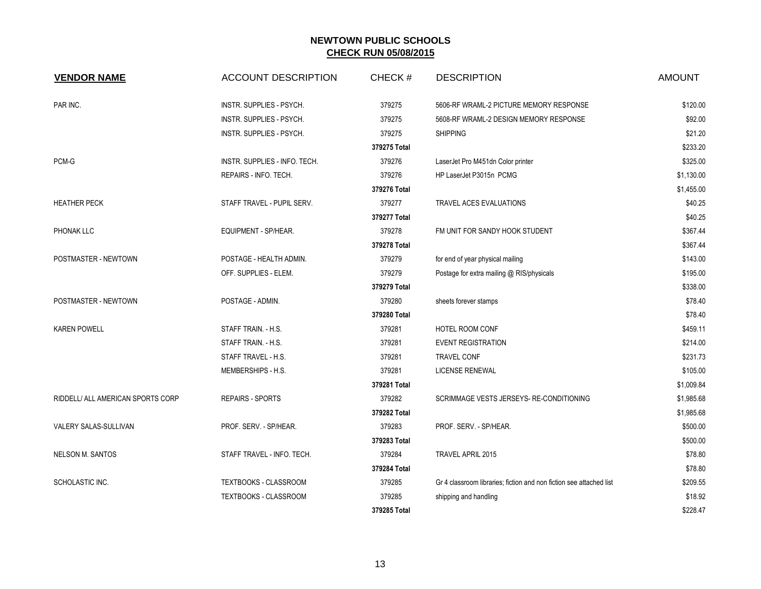# NEWTOWN PUBLIC SCHOOLS

## CHECK RUN 05/08/2015

| VENDOR NAME | ACCOUNT DESCRIPTION | CHECK # | DESCRIPTION | AMOUNT |
|---|---|---|---|---|
| PAR INC. | INSTR. SUPPLIES - PSYCH. | 379275 | 5606-RF WRAML-2 PICTURE MEMORY RESPONSE | $120.00 |
| | INSTR. SUPPLIES - PSYCH. | 379275 | 5608-RF WRAML-2 DESIGN MEMORY RESPONSE | $92.00 |
| | INSTR. SUPPLIES - PSYCH. | 379275 | SHIPPING | $21.20 |
| | | **379275 Total** | | $233.20 |
| PCM-G | INSTR. SUPPLIES - INFO. TECH. | 379276 | LaserJet Pro M451dn Color printer | $325.00 |
| | REPAIRS - INFO. TECH. | 379276 | HP LaserJet P3015n PCMG | $1,130.00 |
| | | **379276 Total** | | $1,455.00 |
| HEATHER PECK | STAFF TRAVEL - PUPIL SERV. | 379277 | TRAVEL ACES EVALUATIONS | $40.25 |
| | | **379277 Total** | | $40.25 |
| PHONAK LLC | EQUIPMENT - SP/HEAR. | 379278 | FM UNIT FOR SANDY HOOK STUDENT | $367.44 |
| | | **379278 Total** | | $367.44 |
| POSTMASTER - NEWTOWN | POSTAGE - HEALTH ADMIN. | 379279 | for end of year physical mailing | $143.00 |
| | OFF. SUPPLIES - ELEM. | 379279 | Postage for extra mailing @ RIS/physicals | $195.00 |
| | | **379279 Total** | | $338.00 |
| POSTMASTER - NEWTOWN | POSTAGE - ADMIN. | 379280 | sheets forever stamps | $78.40 |
| | | **379280 Total** | | $78.40 |
| KAREN POWELL | STAFF TRAIN. - H.S. | 379281 | HOTEL ROOM CONF | $459.11 |
| | STAFF TRAIN. - H.S. | 379281 | EVENT REGISTRATION | $214.00 |
| | STAFF TRAVEL - H.S. | 379281 | TRAVEL CONF | $231.73 |
| | MEMBERSHIPS - H.S. | 379281 | LICENSE RENEWAL | $105.00 |
| | | **379281 Total** | | $1,009.84 |
| RIDDELL/ ALL AMERICAN SPORTS CORP | REPAIRS - SPORTS | 379282 | SCRIMMAGE VESTS JERSEYS- RE-CONDITIONING | $1,985.68 |
| | | **379282 Total** | | $1,985.68 |
| VALERY SALAS-SULLIVAN | PROF. SERV. - SP/HEAR. | 379283 | PROF. SERV. - SP/HEAR. | $500.00 |
| | | **379283 Total** | | $500.00 |
| NELSON M. SANTOS | STAFF TRAVEL - INFO. TECH. | 379284 | TRAVEL APRIL 2015 | $78.80 |
| | | **379284 Total** | | $78.80 |
| SCHOLASTIC INC. | TEXTBOOKS - CLASSROOM | 379285 | Gr 4 classroom libraries; fiction and non fiction see attached list | $209.55 |
| | TEXTBOOKS - CLASSROOM | 379285 | shipping and handling | $18.92 |
| | | **379285 Total** | | $228.47 |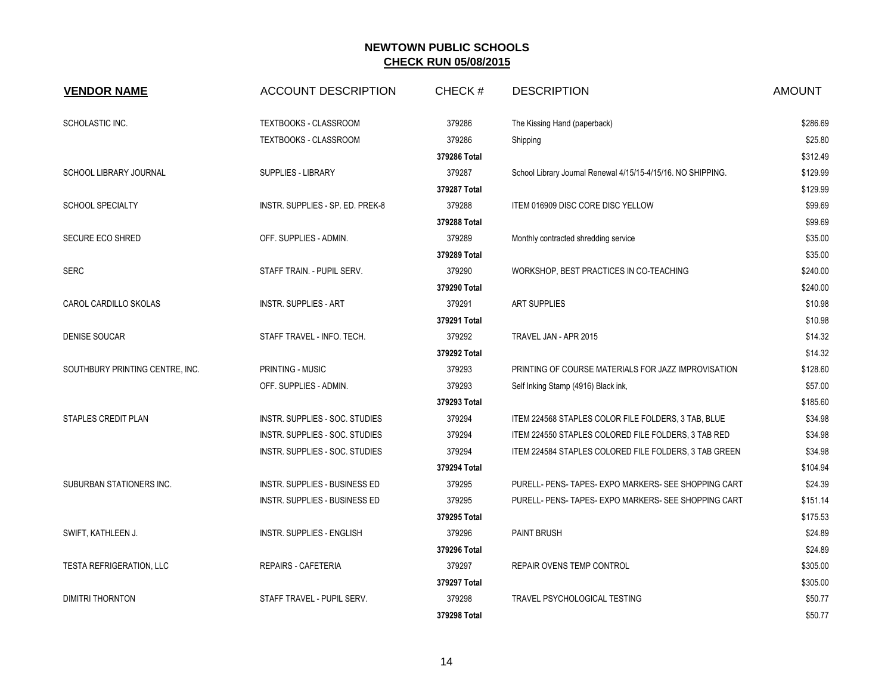# NEWTOWN PUBLIC SCHOOLS

## CHECK RUN 05/08/2015

| VENDOR NAME | ACCOUNT DESCRIPTION | CHECK # | DESCRIPTION | AMOUNT |
|---|---|---|---|---|
| SCHOLASTIC INC. | TEXTBOOKS - CLASSROOM | 379286 | The Kissing Hand (paperback) | $286.69 |
| | TEXTBOOKS - CLASSROOM | 379286 | Shipping | $25.80 |
| | | 379286 Total | | $312.49 |
| SCHOOL LIBRARY JOURNAL | SUPPLIES - LIBRARY | 379287 | School Library Journal Renewal 4/15/15-4/15/16. NO SHIPPING. | $129.99 |
| | | 379287 Total | | $129.99 |
| SCHOOL SPECIALTY | INSTR. SUPPLIES - SP. ED. PREK-8 | 379288 | ITEM 016909 DISC CORE DISC YELLOW | $99.69 |
| | | 379288 Total | | $99.69 |
| SECURE ECO SHRED | OFF. SUPPLIES - ADMIN. | 379289 | Monthly contracted shredding service | $35.00 |
| | | 379289 Total | | $35.00 |
| SERC | STAFF TRAIN. - PUPIL SERV. | 379290 | WORKSHOP, BEST PRACTICES IN CO-TEACHING | $240.00 |
| | | 379290 Total | | $240.00 |
| CAROL CARDILLO SKOLAS | INSTR. SUPPLIES - ART | 379291 | ART SUPPLIES | $10.98 |
| | | 379291 Total | | $10.98 |
| DENISE SOUCAR | STAFF TRAVEL - INFO. TECH. | 379292 | TRAVEL JAN - APR 2015 | $14.32 |
| | | 379292 Total | | $14.32 |
| SOUTHBURY PRINTING CENTRE, INC. | PRINTING - MUSIC | 379293 | PRINTING OF COURSE MATERIALS FOR JAZZ IMPROVISATION | $128.60 |
| | OFF. SUPPLIES - ADMIN. | 379293 | Self Inking Stamp (4916) Black ink, | $57.00 |
| | | 379293 Total | | $185.60 |
| STAPLES CREDIT PLAN | INSTR. SUPPLIES - SOC. STUDIES | 379294 | ITEM 224568 STAPLES COLOR FILE FOLDERS, 3 TAB, BLUE | $34.98 |
| | INSTR. SUPPLIES - SOC. STUDIES | 379294 | ITEM 224550 STAPLES COLORED FILE FOLDERS, 3 TAB RED | $34.98 |
| | INSTR. SUPPLIES - SOC. STUDIES | 379294 | ITEM 224584 STAPLES COLORED FILE FOLDERS, 3 TAB GREEN | $34.98 |
| | | 379294 Total | | $104.94 |
| SUBURBAN STATIONERS INC. | INSTR. SUPPLIES - BUSINESS ED | 379295 | PURELL- PENS- TAPES- EXPO MARKERS- SEE SHOPPING CART | $24.39 |
| | INSTR. SUPPLIES - BUSINESS ED | 379295 | PURELL- PENS- TAPES- EXPO MARKERS- SEE SHOPPING CART | $151.14 |
| | | 379295 Total | | $175.53 |
| SWIFT, KATHLEEN J. | INSTR. SUPPLIES - ENGLISH | 379296 | PAINT BRUSH | $24.89 |
| | | 379296 Total | | $24.89 |
| TESTA REFRIGERATION, LLC | REPAIRS - CAFETERIA | 379297 | REPAIR OVENS TEMP CONTROL | $305.00 |
| | | 379297 Total | | $305.00 |
| DIMITRI THORNTON | STAFF TRAVEL - PUPIL SERV. | 379298 | TRAVEL PSYCHOLOGICAL TESTING | $50.77 |
| | | 379298 Total | | $50.77 |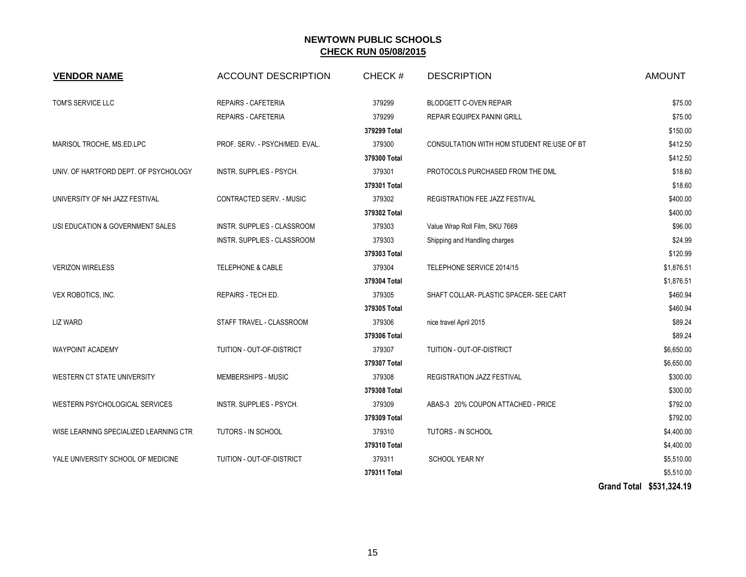# NEWTOWN PUBLIC SCHOOLS

## CHECK RUN 05/08/2015

| VENDOR NAME | ACCOUNT DESCRIPTION | CHECK # | DESCRIPTION | AMOUNT |
|---|---|---|---|---|
| TOM'S SERVICE LLC | REPAIRS - CAFETERIA | 379299 | BLODGETT C-OVEN REPAIR | $75.00 |
| | REPAIRS - CAFETERIA | 379299 | REPAIR EQUIPEX PANINI GRILL | $75.00 |
| | | **379299 Total** | | $150.00 |
| MARISOL TROCHE, MS.ED.LPC | PROF. SERV. - PSYCH/MED. EVAL. | 379300 | CONSULTATION WITH HOM STUDENT RE:USE OF BT | $412.50 |
| | | **379300 Total** | | $412.50 |
| UNIV. OF HARTFORD DEPT. OF PSYCHOLOGY | INSTR. SUPPLIES - PSYCH. | 379301 | PROTOCOLS PURCHASED FROM THE DML | $18.60 |
| | | **379301 Total** | | $18.60 |
| UNIVERSITY OF NH JAZZ FESTIVAL | CONTRACTED SERV. - MUSIC | 379302 | REGISTRATION FEE JAZZ FESTIVAL | $400.00 |
| | | **379302 Total** | | $400.00 |
| USI EDUCATION & GOVERNMENT SALES | INSTR. SUPPLIES - CLASSROOM | 379303 | Value Wrap Roll Film, SKU 7669 | $96.00 |
| | INSTR. SUPPLIES - CLASSROOM | 379303 | Shipping and Handling charges | $24.99 |
| | | **379303 Total** | | $120.99 |
| VERIZON WIRELESS | TELEPHONE & CABLE | 379304 | TELEPHONE SERVICE 2014/15 | $1,876.51 |
| | | **379304 Total** | | $1,876.51 |
| VEX ROBOTICS, INC. | REPAIRS - TECH ED. | 379305 | SHAFT COLLAR- PLASTIC SPACER- SEE CART | $460.94 |
| | | **379305 Total** | | $460.94 |
| LIZ WARD | STAFF TRAVEL - CLASSROOM | 379306 | nice travel April 2015 | $89.24 |
| | | **379306 Total** | | $89.24 |
| WAYPOINT ACADEMY | TUITION - OUT-OF-DISTRICT | 379307 | TUITION - OUT-OF-DISTRICT | $6,650.00 |
| | | **379307 Total** | | $6,650.00 |
| WESTERN CT STATE UNIVERSITY | MEMBERSHIPS - MUSIC | 379308 | REGISTRATION JAZZ FESTIVAL | $300.00 |
| | | **379308 Total** | | $300.00 |
| WESTERN PSYCHOLOGICAL SERVICES | INSTR. SUPPLIES - PSYCH. | 379309 | ABAS-3 20% COUPON ATTACHED - PRICE | $792.00 |
| | | **379309 Total** | | $792.00 |
| WISE LEARNING SPECIALIZED LEARNING CTR | TUTORS - IN SCHOOL | 379310 | TUTORS - IN SCHOOL | $4,400.00 |
| | | **379310 Total** | | $4,400.00 |
| YALE UNIVERSITY SCHOOL OF MEDICINE | TUITION - OUT-OF-DISTRICT | 379311 | SCHOOL YEAR NY | $5,510.00 |
| | | **379311 Total** | | $5,510.00 |
| | | | **Grand Total** | **$531,324.19** |